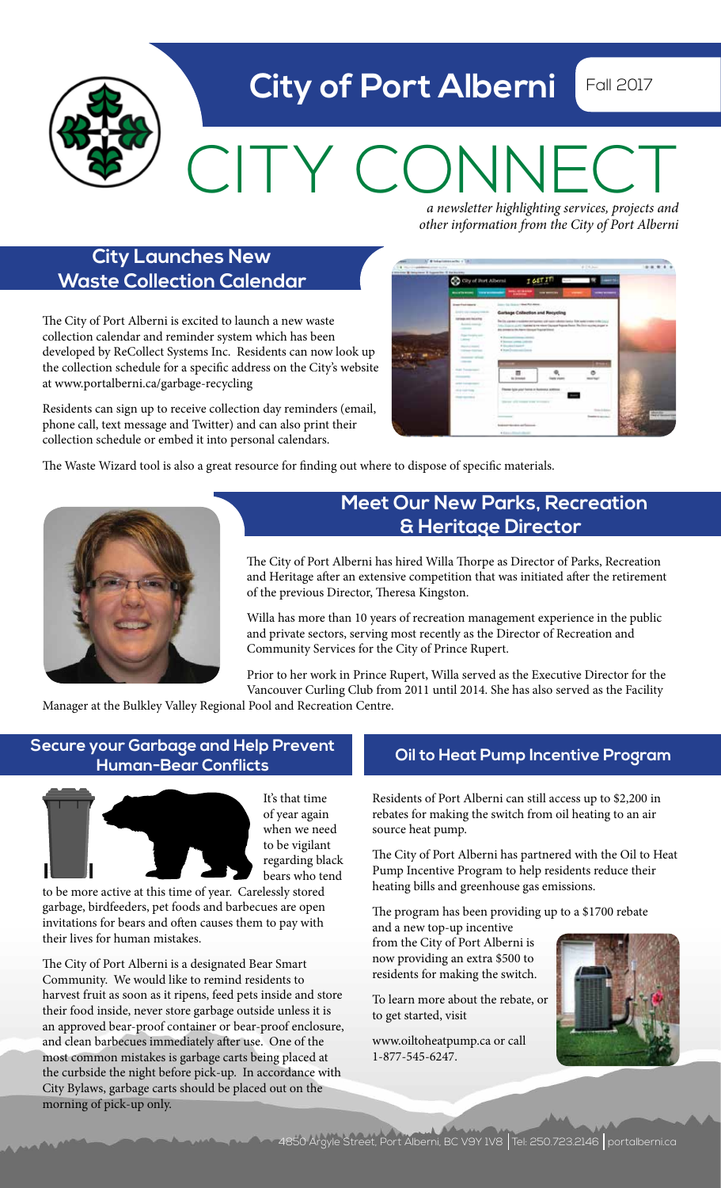# City of Port Alberni

Fall 2017

# CITY CONNECT

*a newsletter highlighting services, projects and other information from the City of Port Alberni*

## City Launches New Waste Collection Calendar

The City of Port Alberni is excited to launch a new waste collection calendar and reminder system which has been developed by ReCollect Systems Inc. Residents can now look up the collection schedule for a specific address on the City's website at www.portalberni.ca/garbage-recycling

Residents can sign up to receive collection day reminders (email, phone call, text message and Twitter) and can also print their collection schedule or embed it into personal calendars.

The Waste Wizard tool is also a great resource for finding out where to dispose of specific materials.

## Meet Our New Parks, Recreation & Heritage Director

The City of Port Alberni has hired Willa Thorpe as Director of Parks, Recreation and Heritage after an extensive competition that was initiated after the retirement of the previous Director, Theresa Kingston.

Willa has more than 10 years of recreation management experience in the public and private sectors, serving most recently as the Director of Recreation and Community Services for the City of Prince Rupert.

Prior to her work in Prince Rupert, Willa served as the Executive Director for the Vancouver Curling Club from 2011 until 2014. She has also served as the Facility Manager at the Bulkley Valley Regional Pool and Recreation Centre.

## Secure your Garbage and Help Prevent Human-Bear Conflicts

It's that time of year again when we need to be vigilant regarding black bears who tend to be more active at this time of year. Carelessly stored garbage, birdfeeders, pet foods and barbecues are open invitations for bears and often causes them to pay with their lives for human mistakes.

The City of Port Alberni is a designated Bear Smart Community. We would like to remind residents to harvest fruit as soon as it ripens, feed pets inside and store their food inside, never store garbage outside unless it is an approved bear-proof container or bear-proof enclosure, and clean barbecues immediately after use. One of the most common mistakes is garbage carts being placed at the curbside the night before pick-up. In accordance with City Bylaws, garbage carts should be placed out on the morning of pick-up only.

## Oil to Heat Pump Incentive Program

Residents of Port Alberni can still access up to $2,200 in rebates for making the switch from oil heating to an air source heat pump.

The City of Port Alberni has partnered with the Oil to Heat Pump Incentive Program to help residents reduce their heating bills and greenhouse gas emissions.

The program has been providing up to a $1700 rebate and a new top-up incentive from the City of Port Alberni is now providing an extra $500 to residents for making the switch.

To learn more about the rebate, or to get started, visit

www.oiltoheatpump.ca or call 1-877-545-6247.

4850 Argyle Street, Port Alberni, BC V9Y 1V8 | Tel: 250.723.2146 | portalberni.ca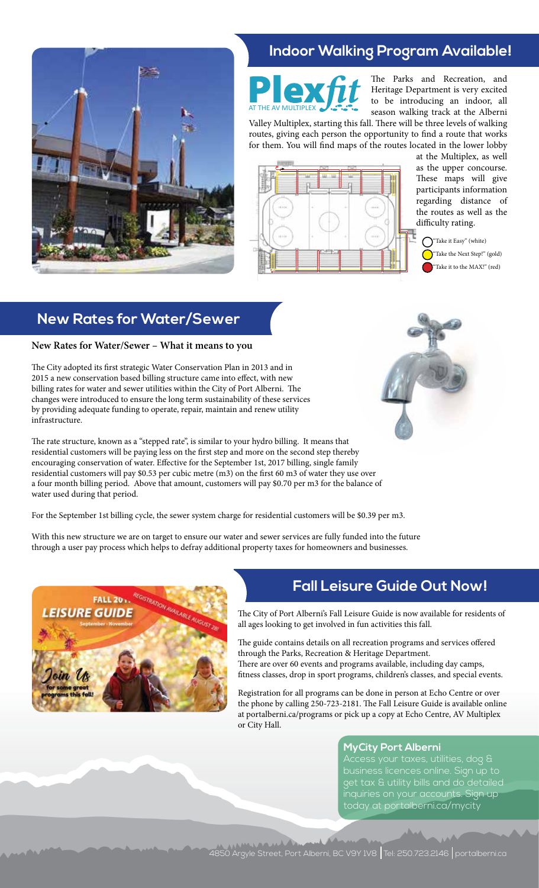## Indoor Walking Program Available!

**Plexfit** AT THE AV MULTIPLEX

The Parks and Recreation, and Heritage Department is very excited to be introducing an indoor, all season walking track at the Alberni Valley Multiplex, starting this fall. There will be three levels of walking routes, giving each person the opportunity to find a route that works for them. You will find maps of the routes located in the lower lobby at the Multiplex, as well as the upper concourse. These maps will give participants information regarding distance of the routes as well as the difficulty rating.

- "Take it Easy" (white)
- "Take the Next Step!" (gold)
- "Take it to the MAX!" (red)

## New Rates for Water/Sewer

**New Rates for Water/Sewer – What it means to you**

The City adopted its first strategic Water Conservation Plan in 2013 and in 2015 a new conservation based billing structure came into effect, with new billing rates for water and sewer utilities within the City of Port Alberni. The changes were introduced to ensure the long term sustainability of these services by providing adequate funding to operate, repair, maintain and renew utility infrastructure.

The rate structure, known as a "stepped rate", is similar to your hydro billing. It means that residential customers will be paying less on the first step and more on the second step thereby encouraging conservation of water. Effective for the September 1st, 2017 billing, single family residential customers will pay $0.53 per cubic metre (m3) on the first 60 m3 of water they use over a four month billing period. Above that amount, customers will pay $0.70 per m3 for the balance of water used during that period.

For the September 1st billing cycle, the sewer system charge for residential customers will be $0.39 per m3.

With this new structure we are on target to ensure our water and sewer services are fully funded into the future through a user pay process which helps to defray additional property taxes for homeowners and businesses.

## Fall Leisure Guide Out Now!

The City of Port Alberni's Fall Leisure Guide is now available for residents of all ages looking to get involved in fun activities this fall.

The guide contains details on all recreation programs and services offered through the Parks, Recreation & Heritage Department. There are over 60 events and programs available, including day camps, fitness classes, drop in sport programs, children's classes, and special events.

Registration for all programs can be done in person at Echo Centre or over the phone by calling 250-723-2181. The Fall Leisure Guide is available online at portalberni.ca/programs or pick up a copy at Echo Centre, AV Multiplex or City Hall.

### MyCity Port Alberni

Access your taxes, utilities, dog & business licences online. Sign up to get tax & utility bills and do detailed inquiries on your accounts. Sign up today at portalberni.ca/mycity

4850 Argyle Street, Port Alberni, BC V9Y 1V8 | Tel: 250.723.2146 | portalberni.ca